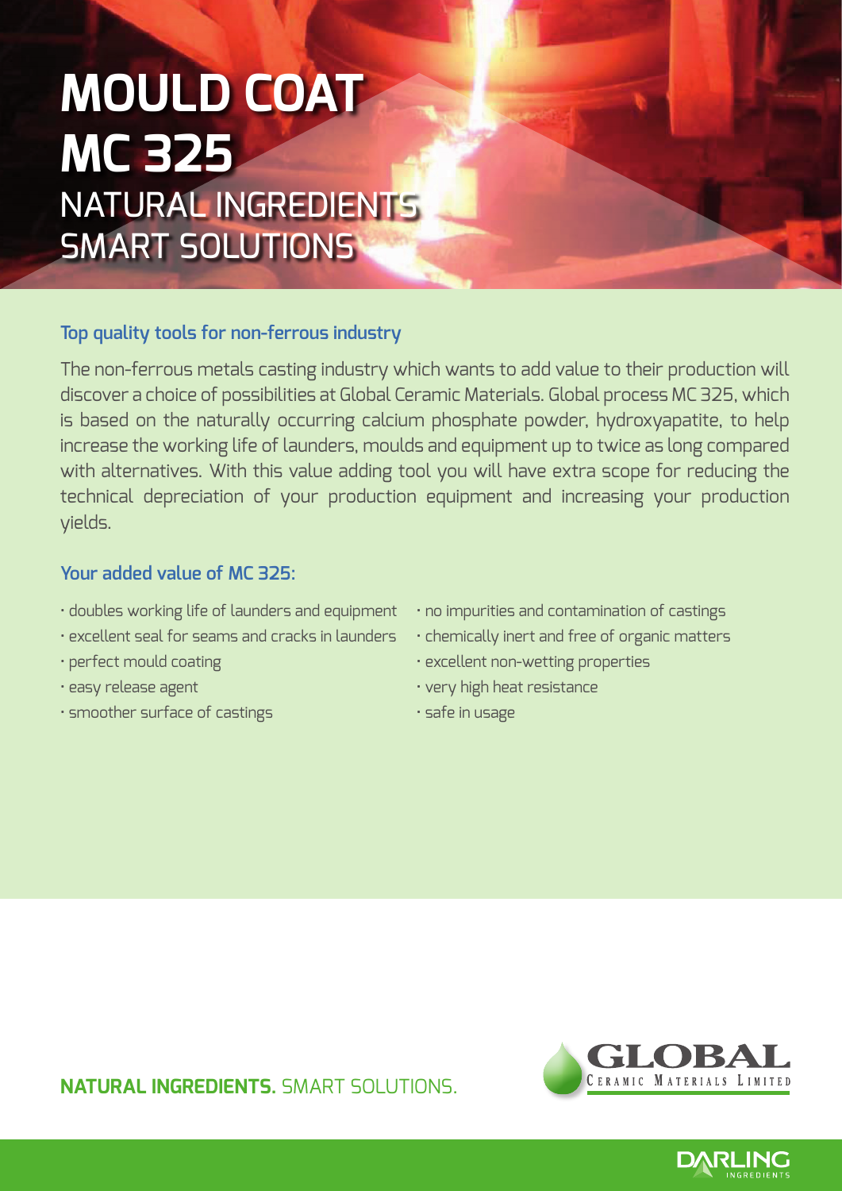# MOULD COAT MC 325

## NATURAL INGREDIENTS SMART SOLUTIONS

### Top quality tools for non-ferrous industry

The non-ferrous metals casting industry which wants to add value to their production will discover a choice of possibilities at Global Ceramic Materials. Global process MC 325, which is based on the naturally occurring calcium phosphate powder, hydroxyapatite, to help increase the working life of launders, moulds and equipment up to twice as long compared with alternatives. With this value adding tool you will have extra scope for reducing the technical depreciation of your production equipment and increasing your production yields.

### Your added value of MC 325:

- doubles working life of launders and equipment
- excellent seal for seams and cracks in launders
- perfect mould coating
- easy release agent
- smoother surface of castings
- no impurities and contamination of castings
- chemically inert and free of organic matters
- excellent non-wetting properties
- very high heat resistance
- safe in usage

**NATURAL INGREDIENTS.** SMART SOLUTIONS.

GLOBAL CERAMIC MATERIALS LIMITED

DARLING INGREDIENTS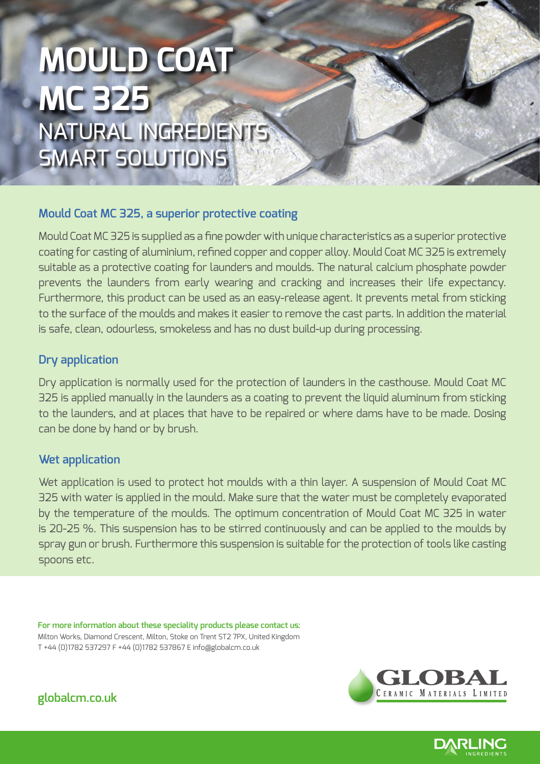# MOULD COAT MC 325

## NATURAL INGREDIENTS SMART SOLUTIONS

### Mould Coat MC 325, a superior protective coating

Mould Coat MC 325 is supplied as a fine powder with unique characteristics as a superior protective coating for casting of aluminium, refined copper and copper alloy. Mould Coat MC 325 is extremely suitable as a protective coating for launders and moulds. The natural calcium phosphate powder prevents the launders from early wearing and cracking and increases their life expectancy. Furthermore, this product can be used as an easy-release agent. It prevents metal from sticking to the surface of the moulds and makes it easier to remove the cast parts. In addition the material is safe, clean, odourless, smokeless and has no dust build-up during processing.

### Dry application

Dry application is normally used for the protection of launders in the casthouse. Mould Coat MC 325 is applied manually in the launders as a coating to prevent the liquid aluminum from sticking to the launders, and at places that have to be repaired or where dams have to be made. Dosing can be done by hand or by brush.

### Wet application

Wet application is used to protect hot moulds with a thin layer. A suspension of Mould Coat MC 325 with water is applied in the mould. Make sure that the water must be completely evaporated by the temperature of the moulds. The optimum concentration of Mould Coat MC 325 in water is 20-25 %. This suspension has to be stirred continuously and can be applied to the moulds by spray gun or brush. Furthermore this suspension is suitable for the protection of tools like casting spoons etc.

**For more information about these speciality products please contact us:**
Milton Works, Diamond Crescent, Milton, Stoke on Trent ST2 7PX, United Kingdom
T +44 (0)1782 537297 F +44 (0)1782 537867 E info@globalcm.co.uk

**globalcm.co.uk**

GLOBAL CERAMIC MATERIALS LIMITED

DARLING INGREDIENTS